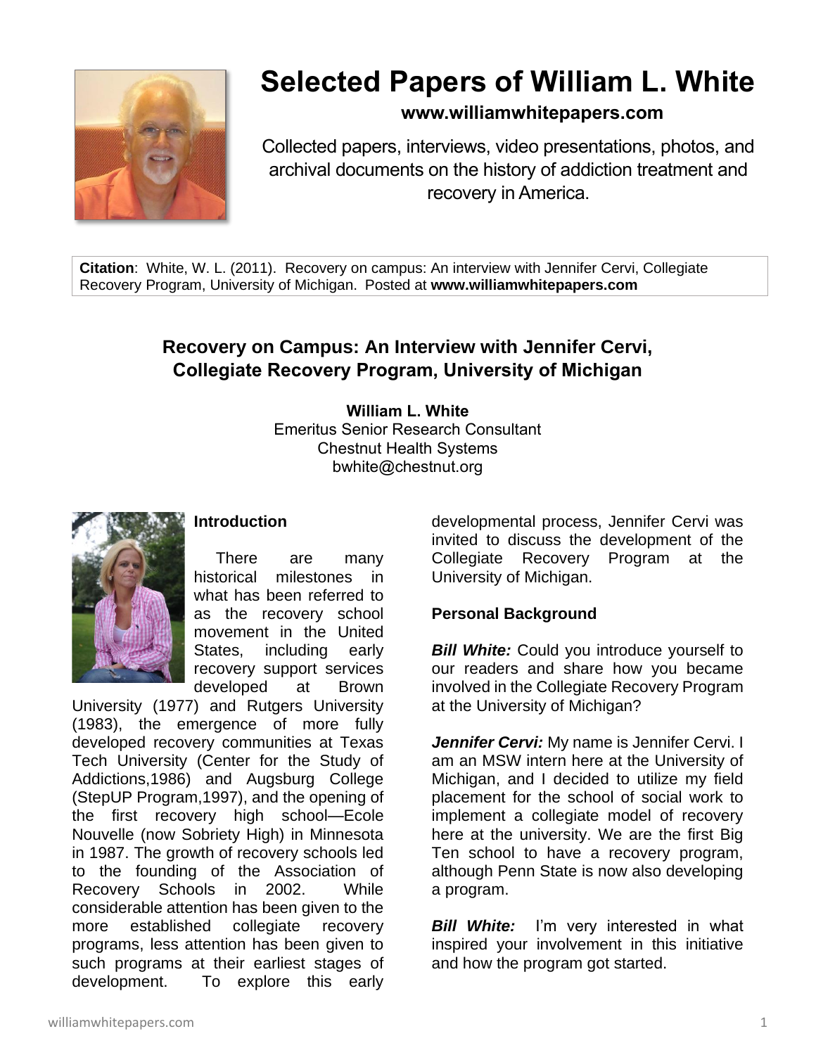# Selected Papers of William L. White

**www.williamwhitepapers.com**

Collected papers, interviews, video presentations, photos, and archival documents on the history of addiction treatment and recovery in America.

**Citation**: White, W. L. (2011). Recovery on campus: An interview with Jennifer Cervi, Collegiate Recovery Program, University of Michigan. Posted at **www.williamwhitepapers.com**

## Recovery on Campus: An Interview with Jennifer Cervi, Collegiate Recovery Program, University of Michigan

**William L. White**
Emeritus Senior Research Consultant
Chestnut Health Systems
bwhite@chestnut.org

### Introduction

There are many historical milestones in what has been referred to as the recovery school movement in the United States, including early recovery support services developed at Brown University (1977) and Rutgers University (1983), the emergence of more fully developed recovery communities at Texas Tech University (Center for the Study of Addictions,1986) and Augsburg College (StepUP Program,1997), and the opening of the first recovery high school—Ecole Nouvelle (now Sobriety High) in Minnesota in 1987. The growth of recovery schools led to the founding of the Association of Recovery Schools in 2002. While considerable attention has been given to the more established collegiate recovery programs, less attention has been given to such programs at their earliest stages of development. To explore this early developmental process, Jennifer Cervi was invited to discuss the development of the Collegiate Recovery Program at the University of Michigan.

### Personal Background

***Bill White:*** Could you introduce yourself to our readers and share how you became involved in the Collegiate Recovery Program at the University of Michigan?

***Jennifer Cervi:*** My name is Jennifer Cervi. I am an MSW intern here at the University of Michigan, and I decided to utilize my field placement for the school of social work to implement a collegiate model of recovery here at the university. We are the first Big Ten school to have a recovery program, although Penn State is now also developing a program.

***Bill White:*** I'm very interested in what inspired your involvement in this initiative and how the program got started.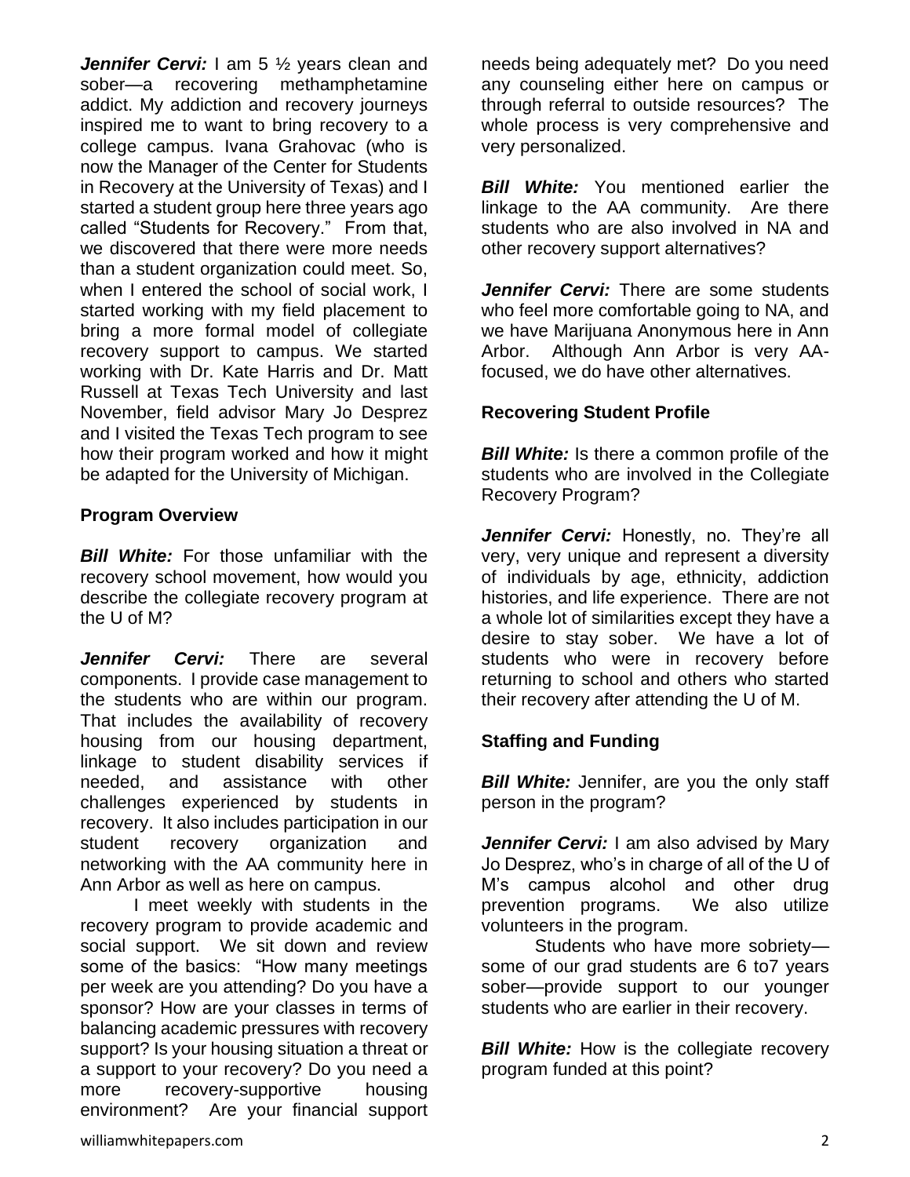***Jennifer Cervi:*** I am 5 ½ years clean and sober—a recovering methamphetamine addict. My addiction and recovery journeys inspired me to want to bring recovery to a college campus. Ivana Grahovac (who is now the Manager of the Center for Students in Recovery at the University of Texas) and I started a student group here three years ago called "Students for Recovery." From that, we discovered that there were more needs than a student organization could meet. So, when I entered the school of social work, I started working with my field placement to bring a more formal model of collegiate recovery support to campus. We started working with Dr. Kate Harris and Dr. Matt Russell at Texas Tech University and last November, field advisor Mary Jo Desprez and I visited the Texas Tech program to see how their program worked and how it might be adapted for the University of Michigan.

**Program Overview**

***Bill White:*** For those unfamiliar with the recovery school movement, how would you describe the collegiate recovery program at the U of M?

***Jennifer Cervi:*** There are several components. I provide case management to the students who are within our program. That includes the availability of recovery housing from our housing department, linkage to student disability services if needed, and assistance with other challenges experienced by students in recovery. It also includes participation in our student recovery organization and networking with the AA community here in Ann Arbor as well as here on campus.

I meet weekly with students in the recovery program to provide academic and social support. We sit down and review some of the basics: "How many meetings per week are you attending? Do you have a sponsor? How are your classes in terms of balancing academic pressures with recovery support? Is your housing situation a threat or a support to your recovery? Do you need a more recovery-supportive housing environment? Are your financial support needs being adequately met? Do you need any counseling either here on campus or through referral to outside resources? The whole process is very comprehensive and very personalized.

***Bill White:*** You mentioned earlier the linkage to the AA community. Are there students who are also involved in NA and other recovery support alternatives?

***Jennifer Cervi:*** There are some students who feel more comfortable going to NA, and we have Marijuana Anonymous here in Ann Arbor. Although Ann Arbor is very AA-focused, we do have other alternatives.

**Recovering Student Profile**

***Bill White:*** Is there a common profile of the students who are involved in the Collegiate Recovery Program?

***Jennifer Cervi:*** Honestly, no. They're all very, very unique and represent a diversity of individuals by age, ethnicity, addiction histories, and life experience. There are not a whole lot of similarities except they have a desire to stay sober. We have a lot of students who were in recovery before returning to school and others who started their recovery after attending the U of M.

**Staffing and Funding**

***Bill White:*** Jennifer, are you the only staff person in the program?

***Jennifer Cervi:*** I am also advised by Mary Jo Desprez, who's in charge of all of the U of M's campus alcohol and other drug prevention programs. We also utilize volunteers in the program.

Students who have more sobriety—some of our grad students are 6 to7 years sober—provide support to our younger students who are earlier in their recovery.

***Bill White:*** How is the collegiate recovery program funded at this point?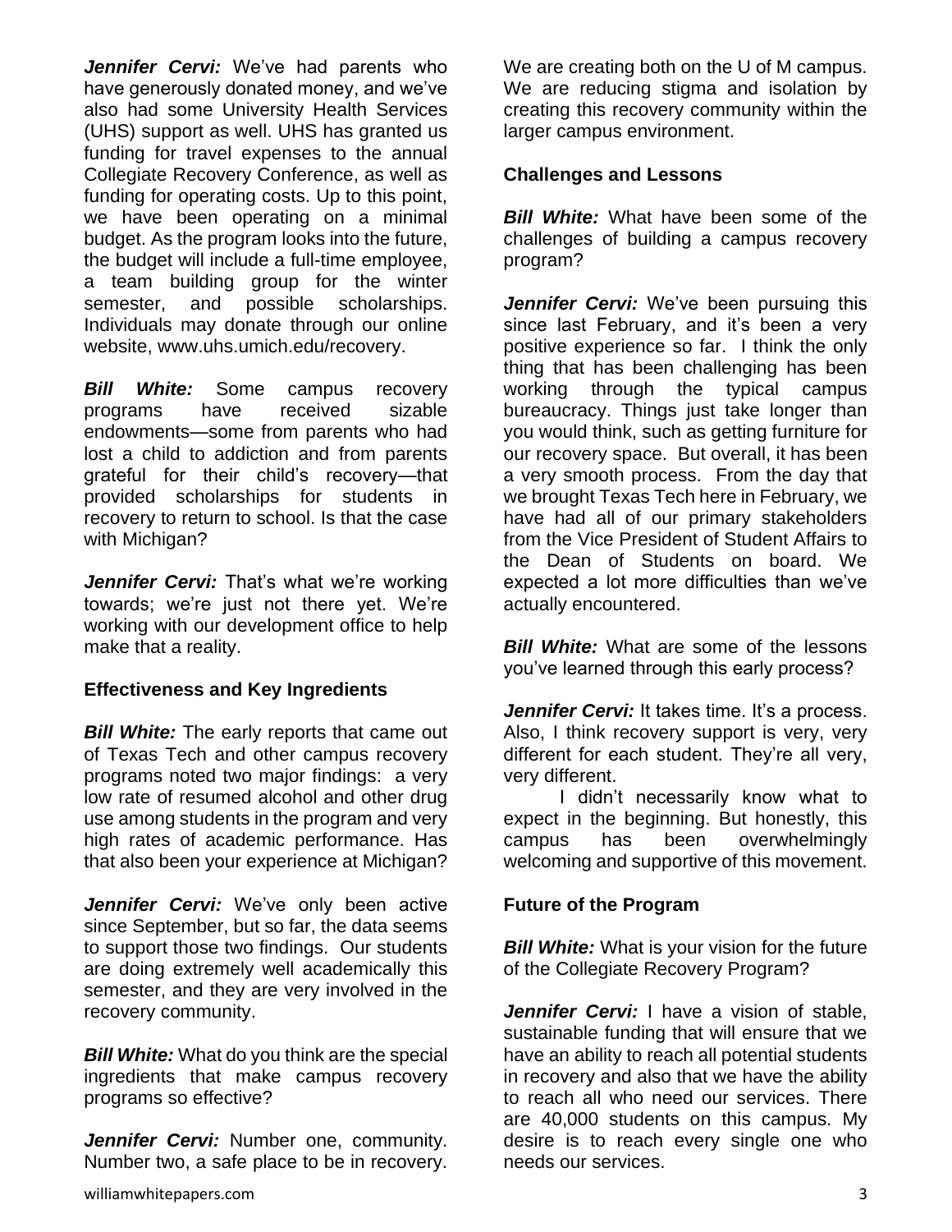***Jennifer Cervi:*** We've had parents who have generously donated money, and we've also had some University Health Services (UHS) support as well. UHS has granted us funding for travel expenses to the annual Collegiate Recovery Conference, as well as funding for operating costs. Up to this point, we have been operating on a minimal budget. As the program looks into the future, the budget will include a full-time employee, a team building group for the winter semester, and possible scholarships. Individuals may donate through our online website, www.uhs.umich.edu/recovery.

***Bill White:*** Some campus recovery programs have received sizable endowments—some from parents who had lost a child to addiction and from parents grateful for their child's recovery—that provided scholarships for students in recovery to return to school. Is that the case with Michigan?

***Jennifer Cervi:*** That's what we're working towards; we're just not there yet. We're working with our development office to help make that a reality.

**Effectiveness and Key Ingredients**

***Bill White:*** The early reports that came out of Texas Tech and other campus recovery programs noted two major findings: a very low rate of resumed alcohol and other drug use among students in the program and very high rates of academic performance. Has that also been your experience at Michigan?

***Jennifer Cervi:*** We've only been active since September, but so far, the data seems to support those two findings. Our students are doing extremely well academically this semester, and they are very involved in the recovery community.

***Bill White:*** What do you think are the special ingredients that make campus recovery programs so effective?

***Jennifer Cervi:*** Number one, community. Number two, a safe place to be in recovery. We are creating both on the U of M campus. We are reducing stigma and isolation by creating this recovery community within the larger campus environment.

**Challenges and Lessons**

***Bill White:*** What have been some of the challenges of building a campus recovery program?

***Jennifer Cervi:*** We've been pursuing this since last February, and it's been a very positive experience so far. I think the only thing that has been challenging has been working through the typical campus bureaucracy. Things just take longer than you would think, such as getting furniture for our recovery space. But overall, it has been a very smooth process. From the day that we brought Texas Tech here in February, we have had all of our primary stakeholders from the Vice President of Student Affairs to the Dean of Students on board. We expected a lot more difficulties than we've actually encountered.

***Bill White:*** What are some of the lessons you've learned through this early process?

***Jennifer Cervi:*** It takes time. It's a process. Also, I think recovery support is very, very different for each student. They're all very, very different.

I didn't necessarily know what to expect in the beginning. But honestly, this campus has been overwhelmingly welcoming and supportive of this movement.

**Future of the Program**

***Bill White:*** What is your vision for the future of the Collegiate Recovery Program?

***Jennifer Cervi:*** I have a vision of stable, sustainable funding that will ensure that we have an ability to reach all potential students in recovery and also that we have the ability to reach all who need our services. There are 40,000 students on this campus. My desire is to reach every single one who needs our services.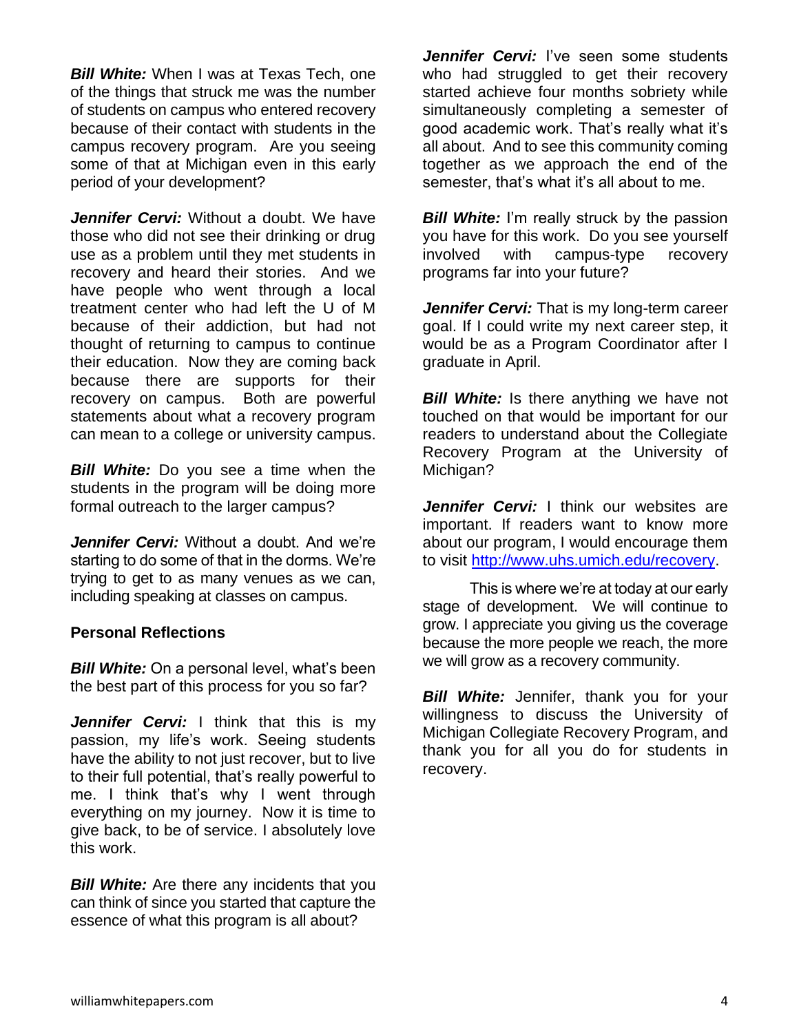***Bill White:*** When I was at Texas Tech, one of the things that struck me was the number of students on campus who entered recovery because of their contact with students in the campus recovery program. Are you seeing some of that at Michigan even in this early period of your development?

***Jennifer Cervi:*** Without a doubt. We have those who did not see their drinking or drug use as a problem until they met students in recovery and heard their stories. And we have people who went through a local treatment center who had left the U of M because of their addiction, but had not thought of returning to campus to continue their education. Now they are coming back because there are supports for their recovery on campus. Both are powerful statements about what a recovery program can mean to a college or university campus.

***Bill White:*** Do you see a time when the students in the program will be doing more formal outreach to the larger campus?

***Jennifer Cervi:*** Without a doubt. And we're starting to do some of that in the dorms. We're trying to get to as many venues as we can, including speaking at classes on campus.

**Personal Reflections**

***Bill White:*** On a personal level, what's been the best part of this process for you so far?

***Jennifer Cervi:*** I think that this is my passion, my life's work. Seeing students have the ability to not just recover, but to live to their full potential, that's really powerful to me. I think that's why I went through everything on my journey. Now it is time to give back, to be of service. I absolutely love this work.

***Bill White:*** Are there any incidents that you can think of since you started that capture the essence of what this program is all about?

***Jennifer Cervi:*** I've seen some students who had struggled to get their recovery started achieve four months sobriety while simultaneously completing a semester of good academic work. That's really what it's all about. And to see this community coming together as we approach the end of the semester, that's what it's all about to me.

***Bill White:*** I'm really struck by the passion you have for this work. Do you see yourself involved with campus-type recovery programs far into your future?

***Jennifer Cervi:*** That is my long-term career goal. If I could write my next career step, it would be as a Program Coordinator after I graduate in April.

***Bill White:*** Is there anything we have not touched on that would be important for our readers to understand about the Collegiate Recovery Program at the University of Michigan?

***Jennifer Cervi:*** I think our websites are important. If readers want to know more about our program, I would encourage them to visit [http://www.uhs.umich.edu/recovery](http://www.uhs.umich.edu/recovery).

This is where we're at today at our early stage of development. We will continue to grow. I appreciate you giving us the coverage because the more people we reach, the more we will grow as a recovery community.

***Bill White:*** Jennifer, thank you for your willingness to discuss the University of Michigan Collegiate Recovery Program, and thank you for all you do for students in recovery.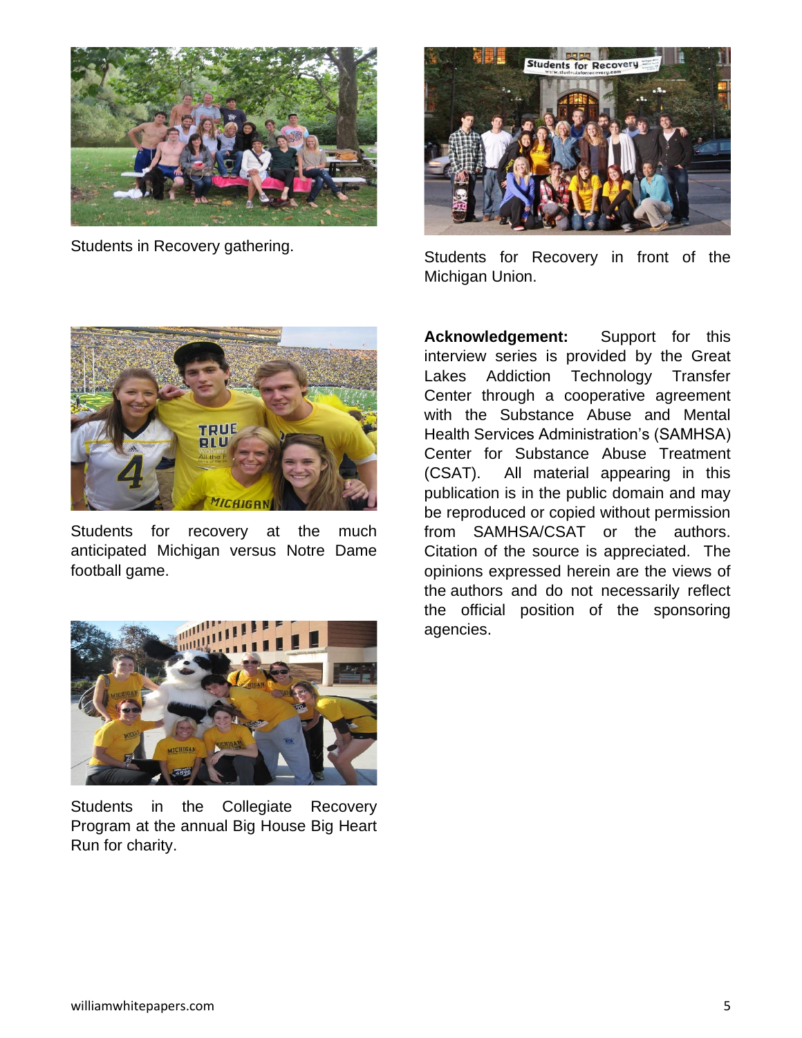Students in Recovery gathering.

Students for Recovery in front of the Michigan Union.

Students for recovery at the much anticipated Michigan versus Notre Dame football game.

Students in the Collegiate Recovery Program at the annual Big House Big Heart Run for charity.

**Acknowledgement:** Support for this interview series is provided by the Great Lakes Addiction Technology Transfer Center through a cooperative agreement with the Substance Abuse and Mental Health Services Administration's (SAMHSA) Center for Substance Abuse Treatment (CSAT). All material appearing in this publication is in the public domain and may be reproduced or copied without permission from SAMHSA/CSAT or the authors. Citation of the source is appreciated. The opinions expressed herein are the views of the authors and do not necessarily reflect the official position of the sponsoring agencies.